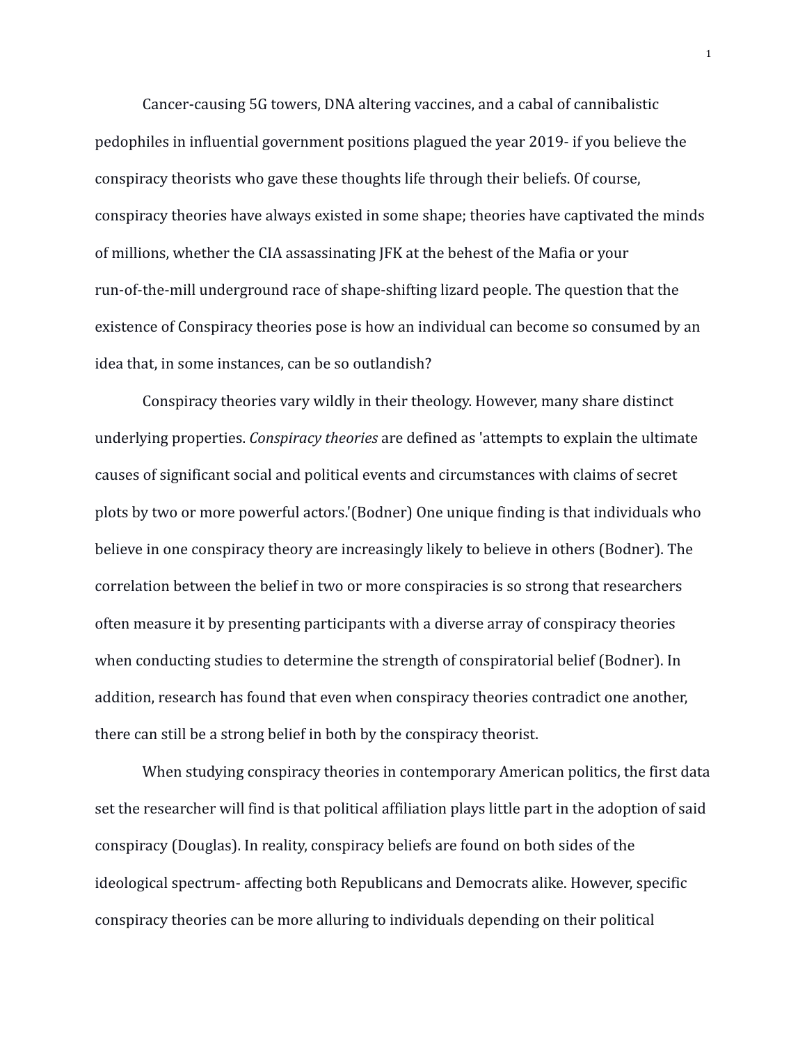Cancer-causing 5G towers, DNA altering vaccines, and a cabal of cannibalistic pedophiles in influential government positions plagued the year 2019- if you believe the conspiracy theorists who gave these thoughts life through their beliefs. Of course, conspiracy theories have always existed in some shape; theories have captivated the minds of millions, whether the CIA assassinating JFK at the behest of the Mafia or your run-of-the-mill underground race of shape-shifting lizard people. The question that the existence of Conspiracy theories pose is how an individual can become so consumed by an idea that, in some instances, can be so outlandish?

Conspiracy theories vary wildly in their theology. However, many share distinct underlying properties. *Conspiracy theories* are defined as 'attempts to explain the ultimate causes of significant social and political events and circumstances with claims of secret plots by two or more powerful actors.'(Bodner) One unique finding is that individuals who believe in one conspiracy theory are increasingly likely to believe in others (Bodner). The correlation between the belief in two or more conspiracies is so strong that researchers often measure it by presenting participants with a diverse array of conspiracy theories when conducting studies to determine the strength of conspiratorial belief (Bodner). In addition, research has found that even when conspiracy theories contradict one another, there can still be a strong belief in both by the conspiracy theorist.

When studying conspiracy theories in contemporary American politics, the first data set the researcher will find is that political affiliation plays little part in the adoption of said conspiracy (Douglas). In reality, conspiracy beliefs are found on both sides of the ideological spectrum- affecting both Republicans and Democrats alike. However, specific conspiracy theories can be more alluring to individuals depending on their political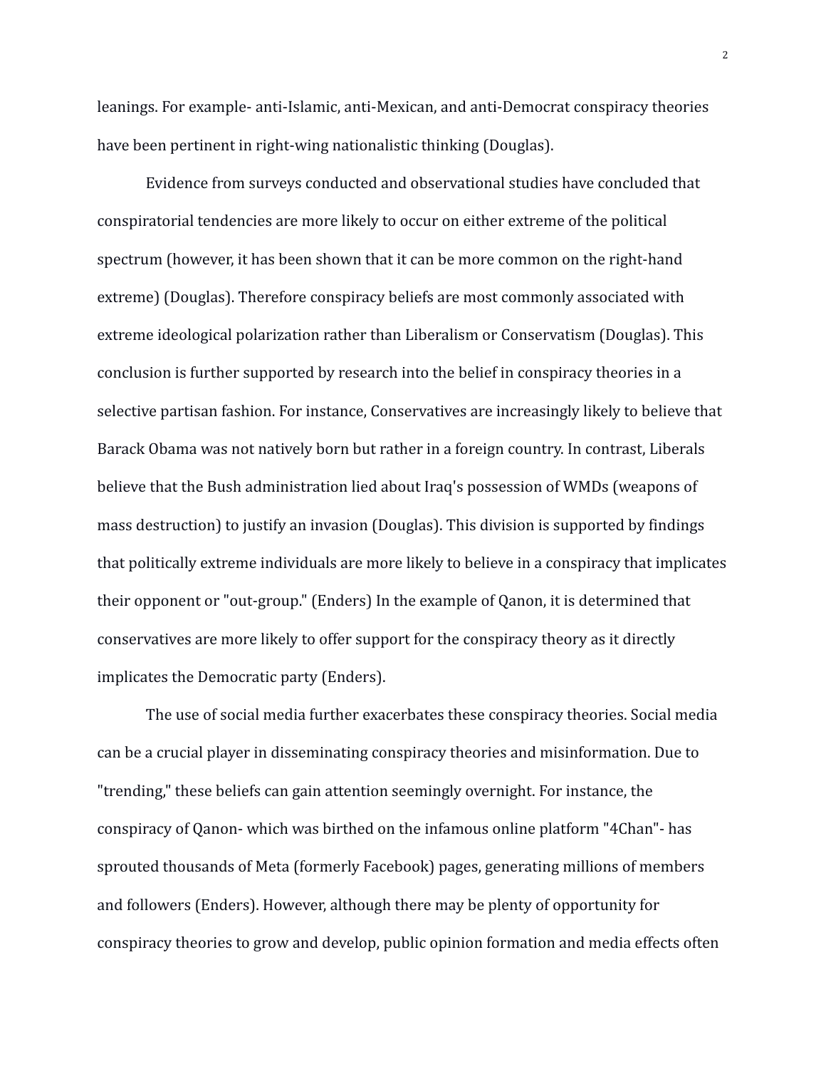leanings. For example- anti-Islamic, anti-Mexican, and anti-Democrat conspiracy theories have been pertinent in right-wing nationalistic thinking (Douglas).

Evidence from surveys conducted and observational studies have concluded that conspiratorial tendencies are more likely to occur on either extreme of the political spectrum (however, it has been shown that it can be more common on the right-hand extreme) (Douglas). Therefore conspiracy beliefs are most commonly associated with extreme ideological polarization rather than Liberalism or Conservatism (Douglas). This conclusion is further supported by research into the belief in conspiracy theories in a selective partisan fashion. For instance, Conservatives are increasingly likely to believe that Barack Obama was not natively born but rather in a foreign country. In contrast, Liberals believe that the Bush administration lied about Iraq's possession of WMDs (weapons of mass destruction) to justify an invasion (Douglas). This division is supported by findings that politically extreme individuals are more likely to believe in a conspiracy that implicates their opponent or "out-group." (Enders) In the example of Qanon, it is determined that conservatives are more likely to offer support for the conspiracy theory as it directly implicates the Democratic party (Enders).

The use of social media further exacerbates these conspiracy theories. Social media can be a crucial player in disseminating conspiracy theories and misinformation. Due to "trending," these beliefs can gain attention seemingly overnight. For instance, the conspiracy of Qanon- which was birthed on the infamous online platform "4Chan"- has sprouted thousands of Meta (formerly Facebook) pages, generating millions of members and followers (Enders). However, although there may be plenty of opportunity for conspiracy theories to grow and develop, public opinion formation and media effects often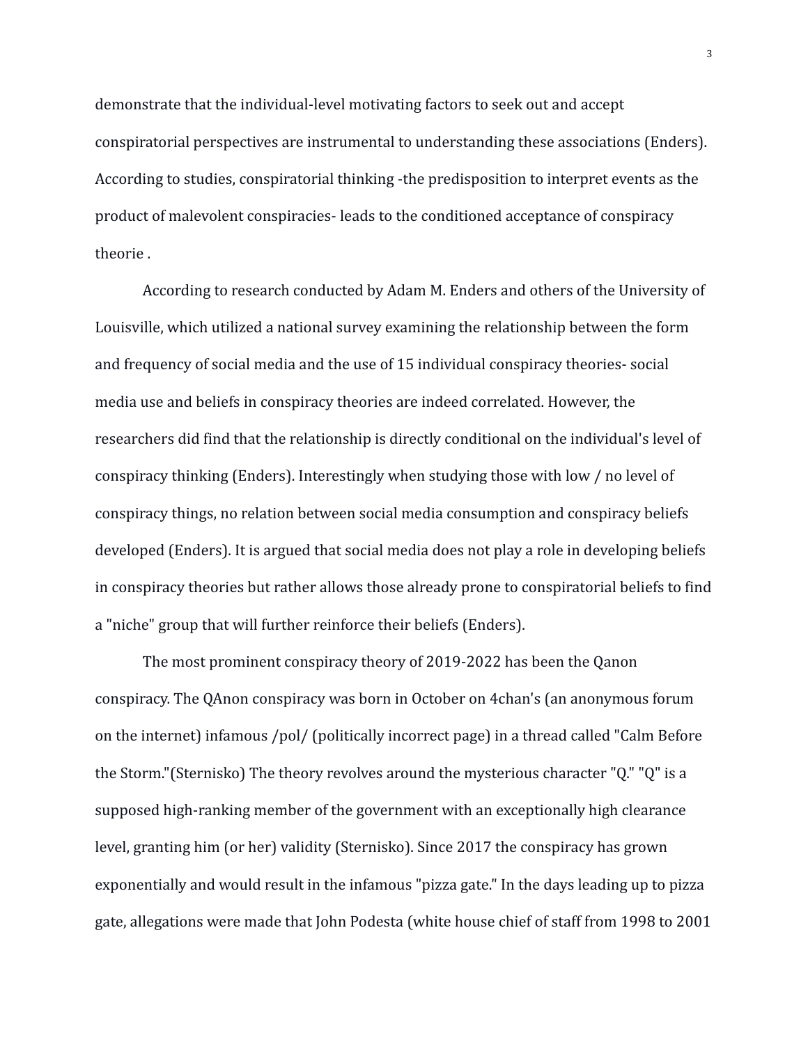demonstrate that the individual-level motivating factors to seek out and accept conspiratorial perspectives are instrumental to understanding these associations (Enders). According to studies, conspiratorial thinking -the predisposition to interpret events as the product of malevolent conspiracies- leads to the conditioned acceptance of conspiracy theorie .

According to research conducted by Adam M. Enders and others of the University of Louisville, which utilized a national survey examining the relationship between the form and frequency of social media and the use of 15 individual conspiracy theories- social media use and beliefs in conspiracy theories are indeed correlated. However, the researchers did find that the relationship is directly conditional on the individual's level of conspiracy thinking (Enders). Interestingly when studying those with low / no level of conspiracy things, no relation between social media consumption and conspiracy beliefs developed (Enders). It is argued that social media does not play a role in developing beliefs in conspiracy theories but rather allows those already prone to conspiratorial beliefs to find a "niche" group that will further reinforce their beliefs (Enders).

The most prominent conspiracy theory of 2019-2022 has been the Qanon conspiracy. The QAnon conspiracy was born in October on 4chan's (an anonymous forum on the internet) infamous /pol/ (politically incorrect page) in a thread called "Calm Before the Storm."(Sternisko) The theory revolves around the mysterious character "Q." "Q" is a supposed high-ranking member of the government with an exceptionally high clearance level, granting him (or her) validity (Sternisko). Since 2017 the conspiracy has grown exponentially and would result in the infamous "pizza gate." In the days leading up to pizza gate, allegations were made that John Podesta (white house chief of staff from 1998 to 2001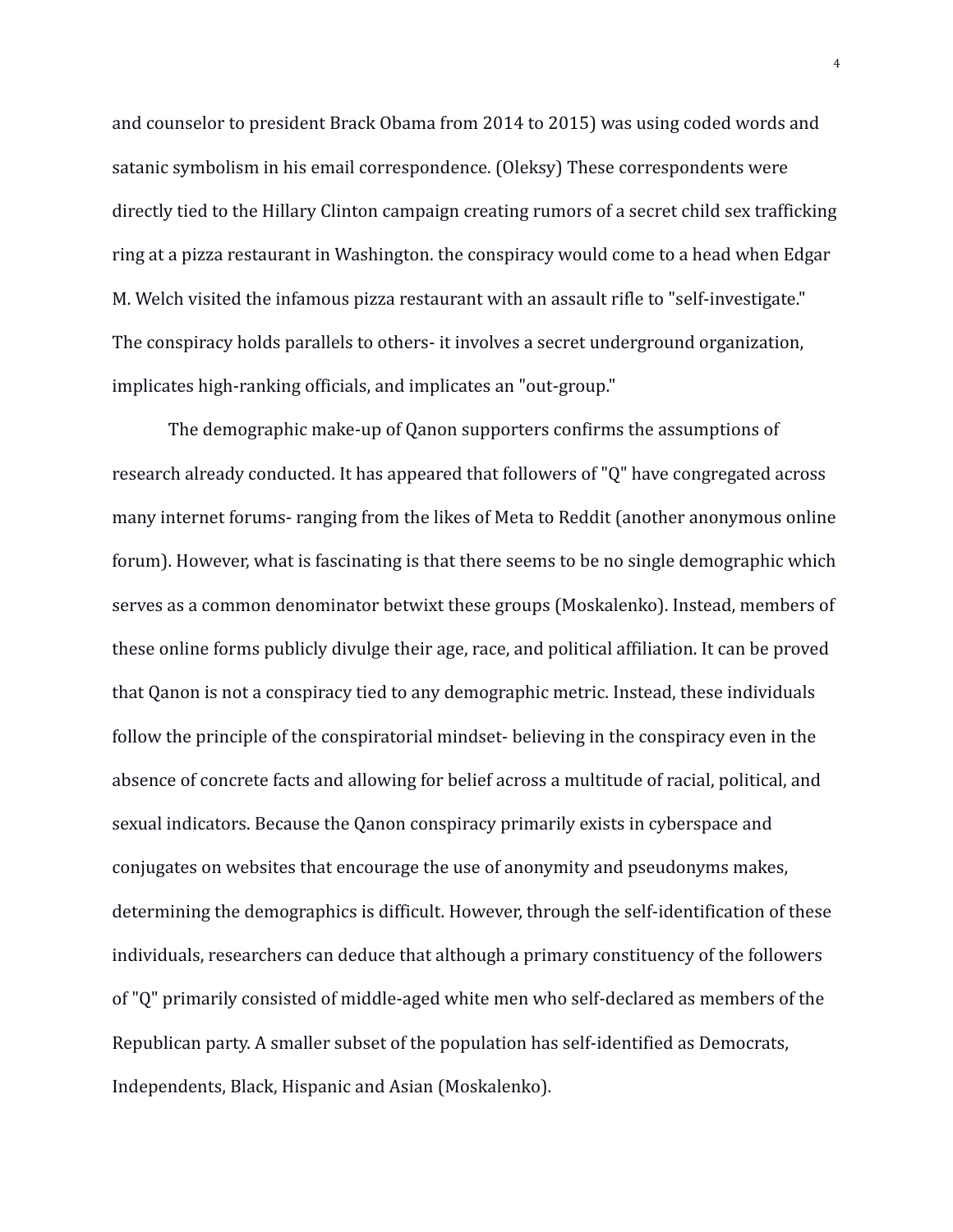and counselor to president Brack Obama from 2014 to 2015) was using coded words and satanic symbolism in his email correspondence. (Oleksy) These correspondents were directly tied to the Hillary Clinton campaign creating rumors of a secret child sex trafficking ring at a pizza restaurant in Washington. the conspiracy would come to a head when Edgar M. Welch visited the infamous pizza restaurant with an assault rifle to "self-investigate." The conspiracy holds parallels to others- it involves a secret underground organization, implicates high-ranking officials, and implicates an "out-group."

The demographic make-up of Qanon supporters confirms the assumptions of research already conducted. It has appeared that followers of "Q" have congregated across many internet forums- ranging from the likes of Meta to Reddit (another anonymous online forum). However, what is fascinating is that there seems to be no single demographic which serves as a common denominator betwixt these groups (Moskalenko). Instead, members of these online forms publicly divulge their age, race, and political affiliation. It can be proved that Qanon is not a conspiracy tied to any demographic metric. Instead, these individuals follow the principle of the conspiratorial mindset- believing in the conspiracy even in the absence of concrete facts and allowing for belief across a multitude of racial, political, and sexual indicators. Because the Qanon conspiracy primarily exists in cyberspace and conjugates on websites that encourage the use of anonymity and pseudonyms makes, determining the demographics is difficult. However, through the self-identification of these individuals, researchers can deduce that although a primary constituency of the followers of "Q" primarily consisted of middle-aged white men who self-declared as members of the Republican party. A smaller subset of the population has self-identified as Democrats, Independents, Black, Hispanic and Asian (Moskalenko).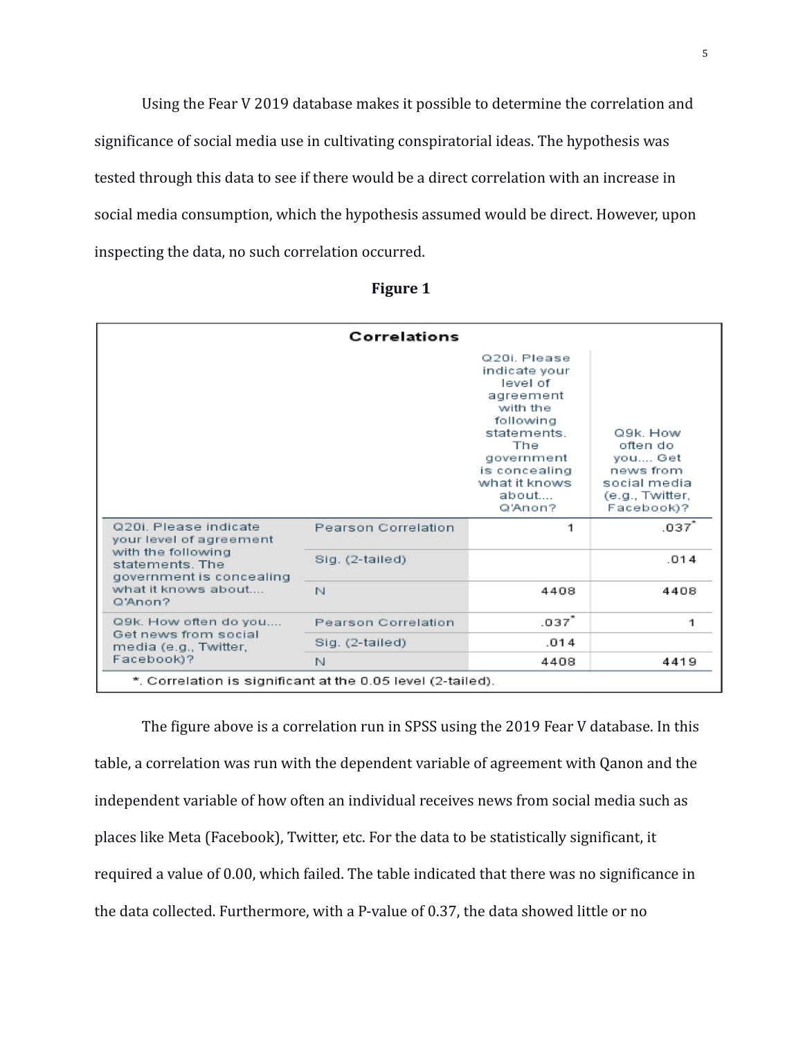Using the Fear V 2019 database makes it possible to determine the correlation and significance of social media use in cultivating conspiratorial ideas. The hypothesis was tested through this data to see if there would be a direct correlation with an increase in social media consumption, which the hypothesis assumed would be direct. However, upon inspecting the data, no such correlation occurred.

**Figure 1**

**Correlations**

| | | Q20i. Please indicate your level of agreement with the following statements. The government is concealing what it knows about.... Q'Anon? | Q9k. How often do you.... Get news from social media (e.g., Twitter, Facebook)? |
|---|---|---|---|
| Q20i. Please indicate your level of agreement with the following statements. The government is concealing what it knows about.... Q'Anon? | Pearson Correlation | 1 | .037* |
| | Sig. (2-tailed) | | .014 |
| | N | 4408 | 4408 |
| Q9k. How often do you.... Get news from social media (e.g., Twitter, Facebook)? | Pearson Correlation | .037* | 1 |
| | Sig. (2-tailed) | .014 | |
| | N | 4408 | 4419 |

*. Correlation is significant at the 0.05 level (2-tailed).

The figure above is a correlation run in SPSS using the 2019 Fear V database. In this table, a correlation was run with the dependent variable of agreement with Qanon and the independent variable of how often an individual receives news from social media such as places like Meta (Facebook), Twitter, etc. For the data to be statistically significant, it required a value of 0.00, which failed. The table indicated that there was no significance in the data collected. Furthermore, with a P-value of 0.37, the data showed little or no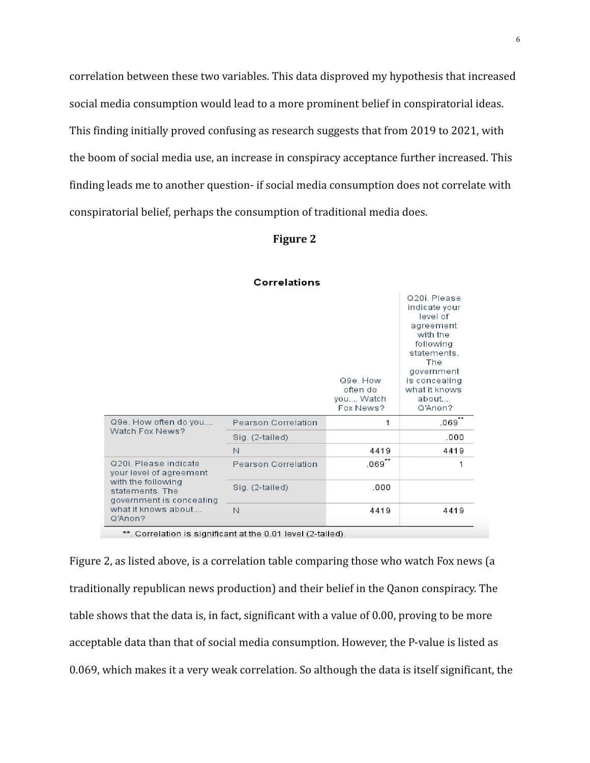correlation between these two variables. This data disproved my hypothesis that increased social media consumption would lead to a more prominent belief in conspiratorial ideas. This finding initially proved confusing as research suggests that from 2019 to 2021, with the boom of social media use, an increase in conspiracy acceptance further increased. This finding leads me to another question- if social media consumption does not correlate with conspiratorial belief, perhaps the consumption of traditional media does.

**Figure 2**

**Correlations**

| | | Q9e. How often do you.... Watch Fox News? | Q20i. Please indicate your level of agreement with the following statements. The government is concealing what it knows about.... Q'Anon? |
|---|---|---|---|
| Q9e. How often do you.... Watch Fox News? | Pearson Correlation | 1 | .069** |
| | Sig. (2-tailed) | | .000 |
| | N | 4419 | 4419 |
| Q20i. Please indicate your level of agreement with the following statements. The government is concealing what it knows about.... Q'Anon? | Pearson Correlation | .069** | 1 |
| | Sig. (2-tailed) | .000 | |
| | N | 4419 | 4419 |

**. Correlation is significant at the 0.01 level (2-tailed).

Figure 2, as listed above, is a correlation table comparing those who watch Fox news (a traditionally republican news production) and their belief in the Qanon conspiracy. The table shows that the data is, in fact, significant with a value of 0.00, proving to be more acceptable data than that of social media consumption. However, the P-value is listed as 0.069, which makes it a very weak correlation. So although the data is itself significant, the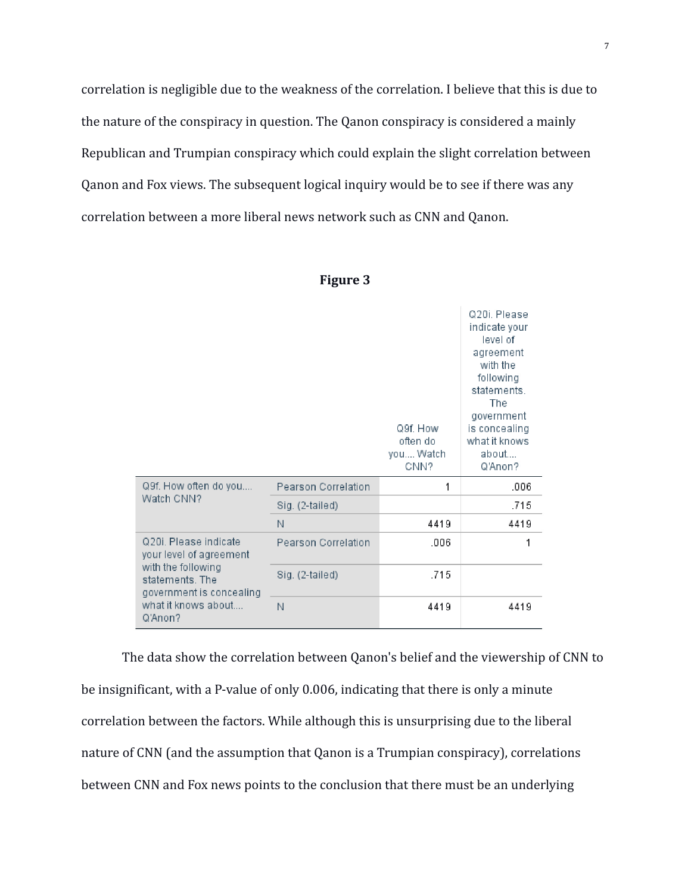correlation is negligible due to the weakness of the correlation. I believe that this is due to the nature of the conspiracy in question. The Qanon conspiracy is considered a mainly Republican and Trumpian conspiracy which could explain the slight correlation between Qanon and Fox views. The subsequent logical inquiry would be to see if there was any correlation between a more liberal news network such as CNN and Qanon.

**Figure 3**

| | | Q9f. How often do you.... Watch CNN? | Q20i. Please indicate your level of agreement with the following statements. The government is concealing what it knows about.... Q'Anon? |
|---|---|---|---|
| Q9f. How often do you.... Watch CNN? | Pearson Correlation | 1 | .006 |
| | Sig. (2-tailed) | | .715 |
| | N | 4419 | 4419 |
| Q20i. Please indicate your level of agreement with the following statements. The government is concealing what it knows about.... Q'Anon? | Pearson Correlation | .006 | 1 |
| | Sig. (2-tailed) | .715 | |
| | N | 4419 | 4419 |

The data show the correlation between Qanon's belief and the viewership of CNN to be insignificant, with a P-value of only 0.006, indicating that there is only a minute correlation between the factors. While although this is unsurprising due to the liberal nature of CNN (and the assumption that Qanon is a Trumpian conspiracy), correlations between CNN and Fox news points to the conclusion that there must be an underlying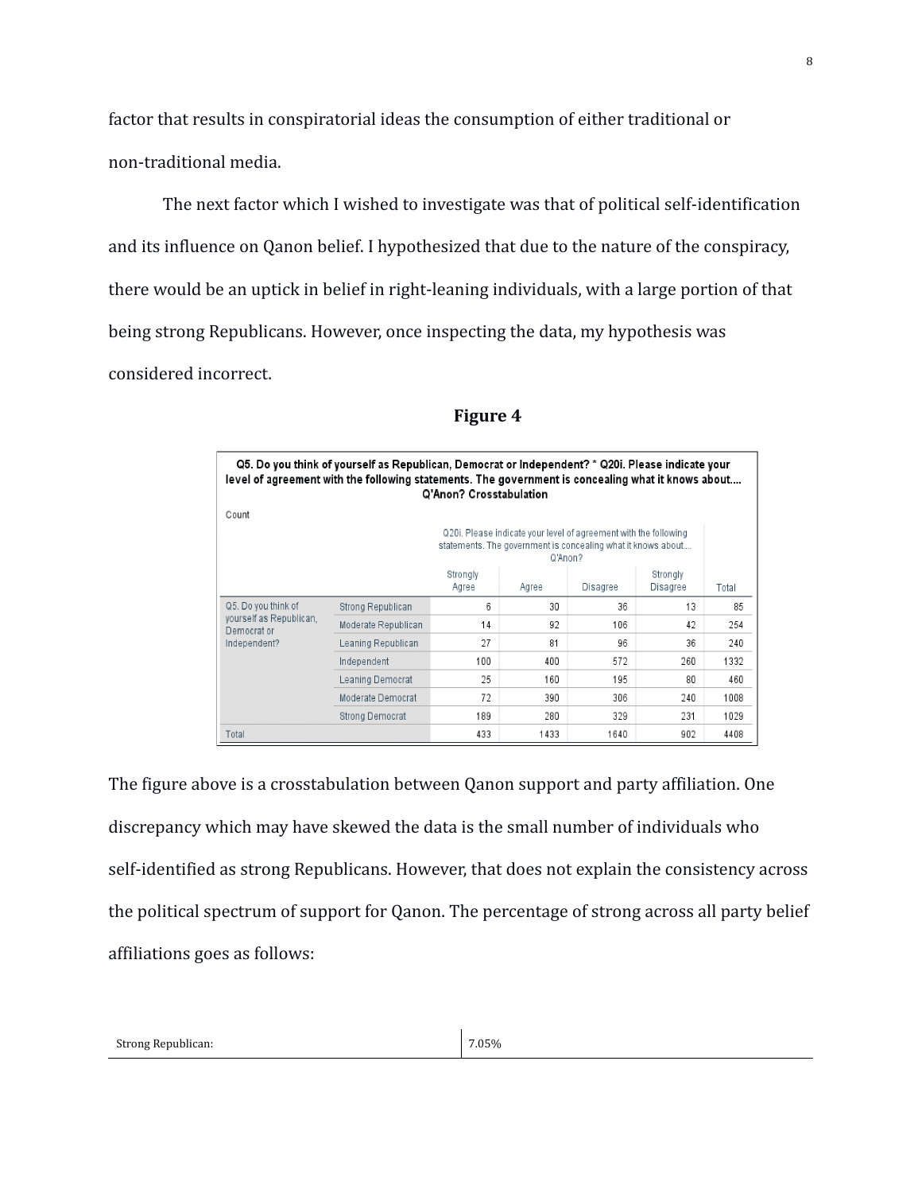factor that results in conspiratorial ideas the consumption of either traditional or non-traditional media.

The next factor which I wished to investigate was that of political self-identification and its influence on Qanon belief. I hypothesized that due to the nature of the conspiracy, there would be an uptick in belief in right-leaning individuals, with a large portion of that being strong Republicans. However, once inspecting the data, my hypothesis was considered incorrect.

**Figure 4**

**Q5. Do you think of yourself as Republican, Democrat or Independent? * Q20i. Please indicate your level of agreement with the following statements. The government is concealing what it knows about.... Q'Anon? Crosstabulation**

Count

| | | Q20i. Please indicate your level of agreement with the following statements. The government is concealing what it knows about.... Q'Anon? | | | | |
|---|---|---|---|---|---|---|
| | | Strongly Agree | Agree | Disagree | Strongly Disagree | Total |
| Q5. Do you think of yourself as Republican, Democrat or Independent? | Strong Republican | 6 | 30 | 36 | 13 | 85 |
| | Moderate Republican | 14 | 92 | 106 | 42 | 254 |
| | Leaning Republican | 27 | 81 | 96 | 36 | 240 |
| | Independent | 100 | 400 | 572 | 260 | 1332 |
| | Leaning Democrat | 25 | 160 | 195 | 80 | 460 |
| | Moderate Democrat | 72 | 390 | 306 | 240 | 1008 |
| | Strong Democrat | 189 | 280 | 329 | 231 | 1029 |
| Total | | 433 | 1433 | 1640 | 902 | 4408 |

The figure above is a crosstabulation between Qanon support and party affiliation. One discrepancy which may have skewed the data is the small number of individuals who self-identified as strong Republicans. However, that does not explain the consistency across the political spectrum of support for Qanon. The percentage of strong across all party belief affiliations goes as follows:

| Strong Republican: | 7.05% |
|---|---|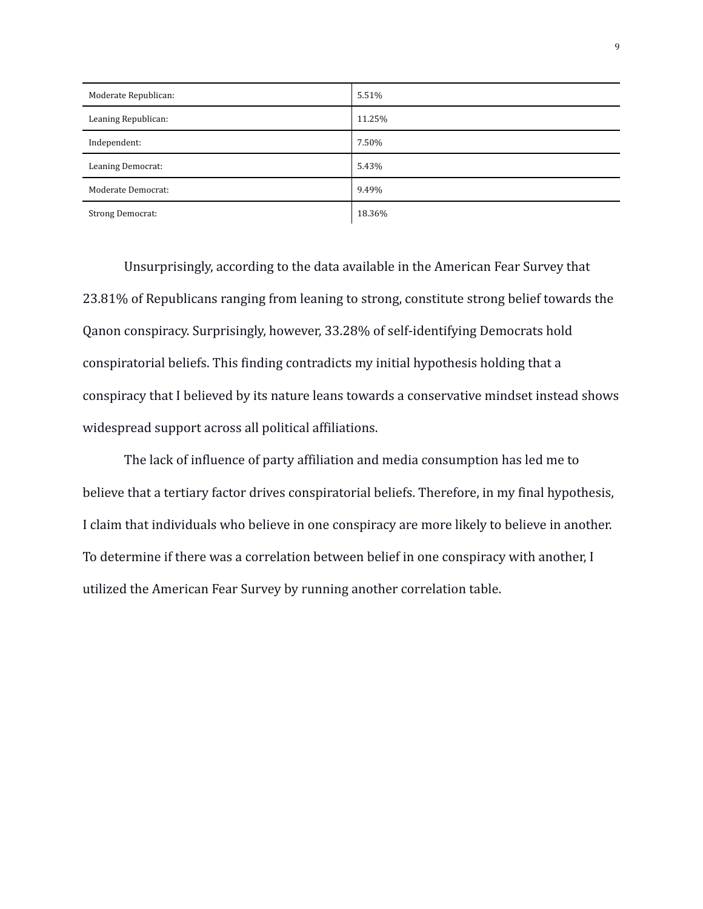| Moderate Republican: | 5.51% |
|---|---|
| Leaning Republican: | 11.25% |
| Independent: | 7.50% |
| Leaning Democrat: | 5.43% |
| Moderate Democrat: | 9.49% |
| Strong Democrat: | 18.36% |

Unsurprisingly, according to the data available in the American Fear Survey that 23.81% of Republicans ranging from leaning to strong, constitute strong belief towards the Qanon conspiracy. Surprisingly, however, 33.28% of self-identifying Democrats hold conspiratorial beliefs. This finding contradicts my initial hypothesis holding that a conspiracy that I believed by its nature leans towards a conservative mindset instead shows widespread support across all political affiliations.

The lack of influence of party affiliation and media consumption has led me to believe that a tertiary factor drives conspiratorial beliefs. Therefore, in my final hypothesis, I claim that individuals who believe in one conspiracy are more likely to believe in another. To determine if there was a correlation between belief in one conspiracy with another, I utilized the American Fear Survey by running another correlation table.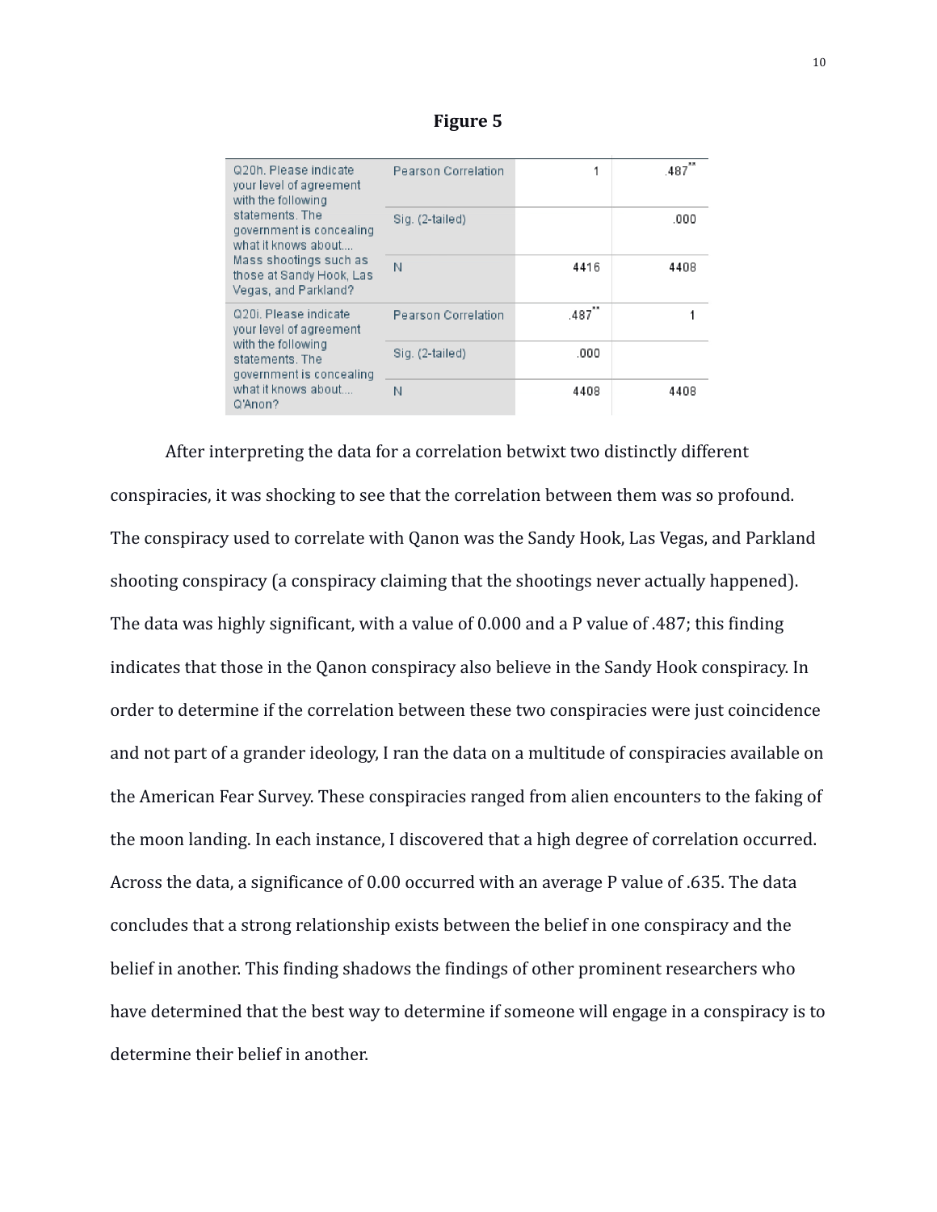**Figure 5**

| | | | |
|---|---|---|---|
| Q20h. Please indicate your level of agreement with the following statements. The government is concealing what it knows about.... Mass shootings such as those at Sandy Hook, Las Vegas, and Parkland? | Pearson Correlation | 1 | .487** |
| | Sig. (2-tailed) | | .000 |
| | N | 4416 | 4408 |
| Q20i. Please indicate your level of agreement with the following statements. The government is concealing what it knows about.... Q'Anon? | Pearson Correlation | .487** | 1 |
| | Sig. (2-tailed) | .000 | |
| | N | 4408 | 4408 |

After interpreting the data for a correlation betwixt two distinctly different conspiracies, it was shocking to see that the correlation between them was so profound. The conspiracy used to correlate with Qanon was the Sandy Hook, Las Vegas, and Parkland shooting conspiracy (a conspiracy claiming that the shootings never actually happened). The data was highly significant, with a value of 0.000 and a P value of .487; this finding indicates that those in the Qanon conspiracy also believe in the Sandy Hook conspiracy. In order to determine if the correlation between these two conspiracies were just coincidence and not part of a grander ideology, I ran the data on a multitude of conspiracies available on the American Fear Survey. These conspiracies ranged from alien encounters to the faking of the moon landing. In each instance, I discovered that a high degree of correlation occurred. Across the data, a significance of 0.00 occurred with an average P value of .635. The data concludes that a strong relationship exists between the belief in one conspiracy and the belief in another. This finding shadows the findings of other prominent researchers who have determined that the best way to determine if someone will engage in a conspiracy is to determine their belief in another.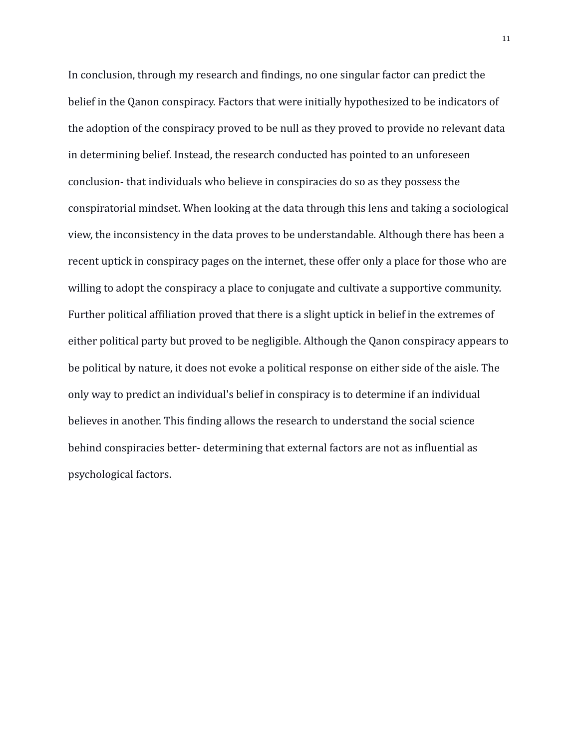In conclusion, through my research and findings, no one singular factor can predict the belief in the Qanon conspiracy. Factors that were initially hypothesized to be indicators of the adoption of the conspiracy proved to be null as they proved to provide no relevant data in determining belief. Instead, the research conducted has pointed to an unforeseen conclusion- that individuals who believe in conspiracies do so as they possess the conspiratorial mindset. When looking at the data through this lens and taking a sociological view, the inconsistency in the data proves to be understandable. Although there has been a recent uptick in conspiracy pages on the internet, these offer only a place for those who are willing to adopt the conspiracy a place to conjugate and cultivate a supportive community. Further political affiliation proved that there is a slight uptick in belief in the extremes of either political party but proved to be negligible. Although the Qanon conspiracy appears to be political by nature, it does not evoke a political response on either side of the aisle. The only way to predict an individual's belief in conspiracy is to determine if an individual believes in another. This finding allows the research to understand the social science behind conspiracies better- determining that external factors are not as influential as psychological factors.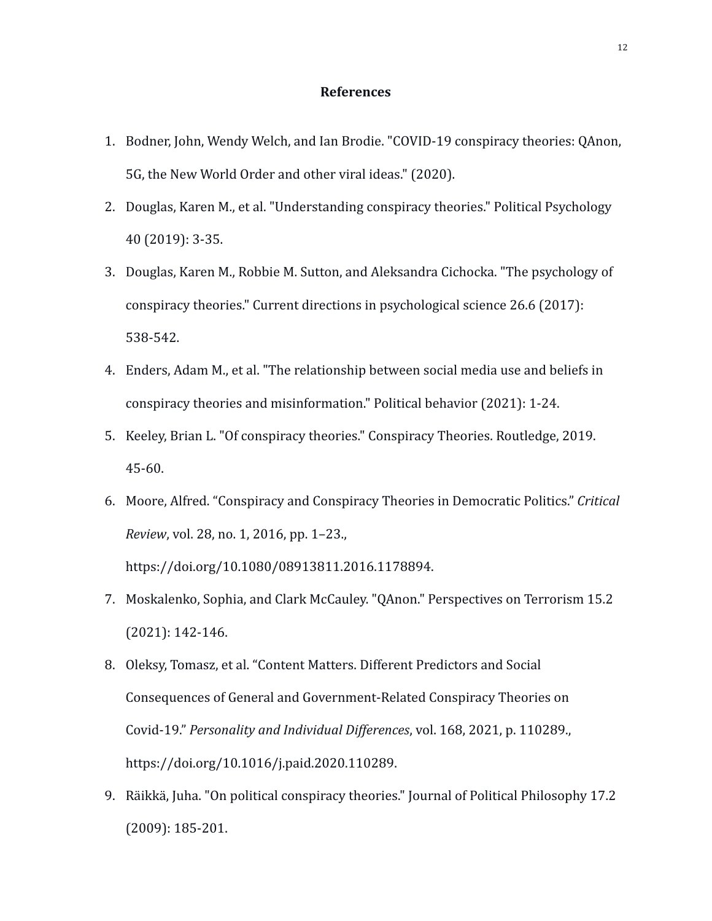# References

1. Bodner, John, Wendy Welch, and Ian Brodie. "COVID-19 conspiracy theories: QAnon, 5G, the New World Order and other viral ideas." (2020).
2. Douglas, Karen M., et al. "Understanding conspiracy theories." Political Psychology 40 (2019): 3-35.
3. Douglas, Karen M., Robbie M. Sutton, and Aleksandra Cichocka. "The psychology of conspiracy theories." Current directions in psychological science 26.6 (2017): 538-542.
4. Enders, Adam M., et al. "The relationship between social media use and beliefs in conspiracy theories and misinformation." Political behavior (2021): 1-24.
5. Keeley, Brian L. "Of conspiracy theories." Conspiracy Theories. Routledge, 2019. 45-60.
6. Moore, Alfred. "Conspiracy and Conspiracy Theories in Democratic Politics." *Critical Review*, vol. 28, no. 1, 2016, pp. 1–23., https://doi.org/10.1080/08913811.2016.1178894.
7. Moskalenko, Sophia, and Clark McCauley. "QAnon." Perspectives on Terrorism 15.2 (2021): 142-146.
8. Oleksy, Tomasz, et al. "Content Matters. Different Predictors and Social Consequences of General and Government-Related Conspiracy Theories on Covid-19." *Personality and Individual Differences*, vol. 168, 2021, p. 110289., https://doi.org/10.1016/j.paid.2020.110289.
9. Räikkä, Juha. "On political conspiracy theories." Journal of Political Philosophy 17.2 (2009): 185-201.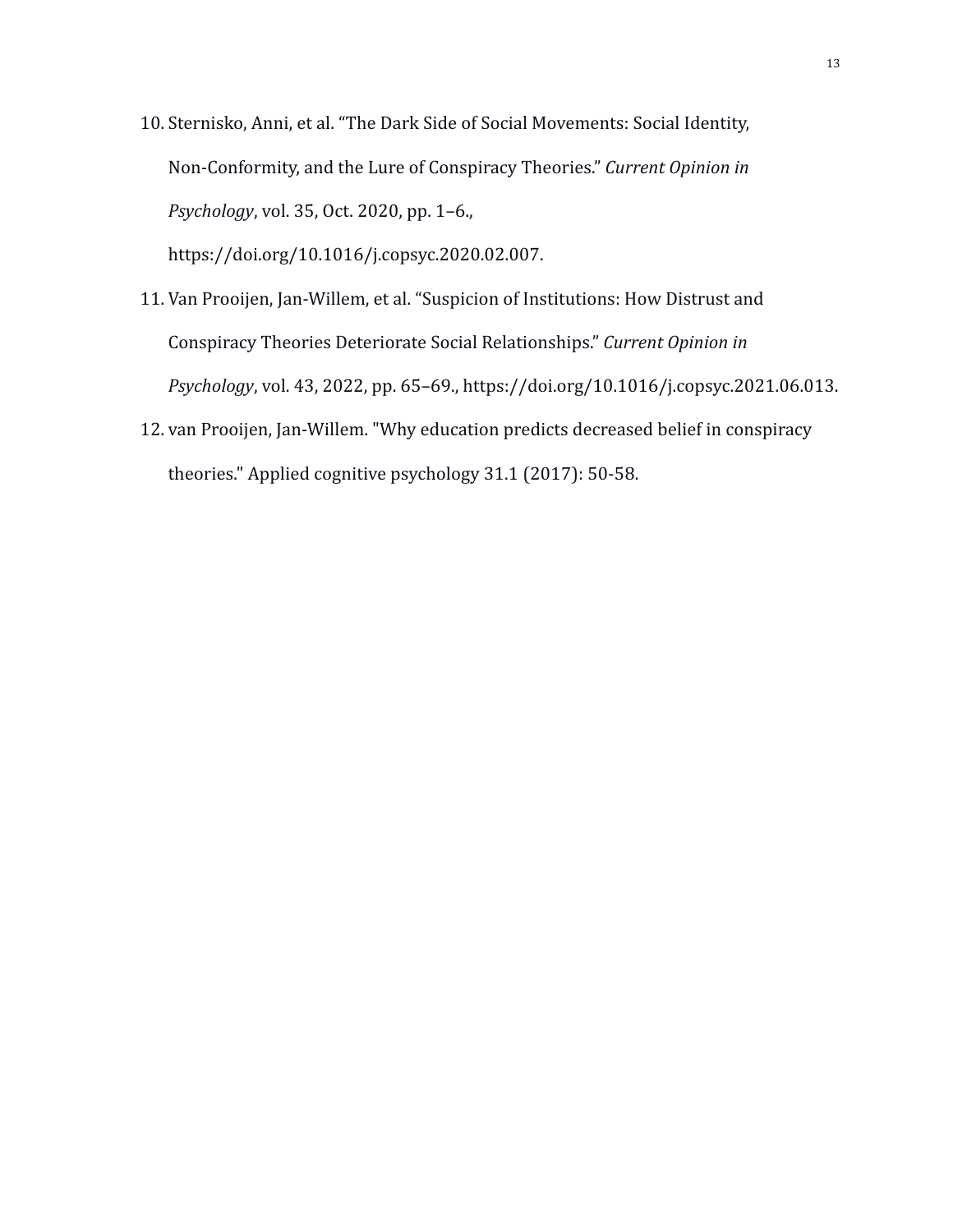10. Sternisko, Anni, et al. “The Dark Side of Social Movements: Social Identity, Non-Conformity, and the Lure of Conspiracy Theories.” *Current Opinion in Psychology*, vol. 35, Oct. 2020, pp. 1–6., https://doi.org/10.1016/j.copsyc.2020.02.007.
11. Van Prooijen, Jan-Willem, et al. “Suspicion of Institutions: How Distrust and Conspiracy Theories Deteriorate Social Relationships.” *Current Opinion in Psychology*, vol. 43, 2022, pp. 65–69., https://doi.org/10.1016/j.copsyc.2021.06.013.
12. van Prooijen, Jan-Willem. "Why education predicts decreased belief in conspiracy theories." Applied cognitive psychology 31.1 (2017): 50-58.